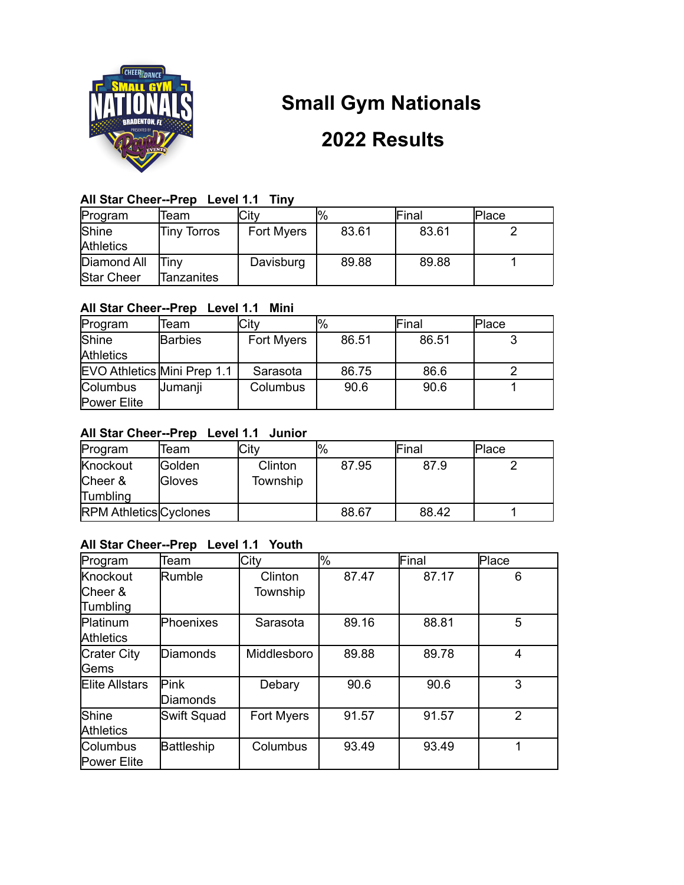# Small Gym Nationals

# 2022 Results

### All Star Cheer--Prep Level 1.1 Tiny

| Program | Team | City | % | Final | Place |
|---|---|---|---|---|---|
| Shine Athletics | Tiny Torros | Fort Myers | 83.61 | 83.61 | 2 |
| Diamond All Star Cheer | Tiny Tanzanites | Davisburg | 89.88 | 89.88 | 1 |

### All Star Cheer--Prep Level 1.1 Mini

| Program | Team | City | % | Final | Place |
|---|---|---|---|---|---|
| Shine Athletics | Barbies | Fort Myers | 86.51 | 86.51 | 3 |
| EVO Athletics | Mini Prep 1.1 | Sarasota | 86.75 | 86.6 | 2 |
| Columbus Power Elite | Jumanji | Columbus | 90.6 | 90.6 | 1 |

### All Star Cheer--Prep Level 1.1 Junior

| Program | Team | City | % | Final | Place |
|---|---|---|---|---|---|
| Knockout Cheer & Tumbling | Golden Gloves | Clinton Township | 87.95 | 87.9 | 2 |
| RPM Athletics | Cyclones | | 88.67 | 88.42 | 1 |

### All Star Cheer--Prep Level 1.1 Youth

| Program | Team | City | % | Final | Place |
|---|---|---|---|---|---|
| Knockout Cheer & Tumbling | Rumble | Clinton Township | 87.47 | 87.17 | 6 |
| Platinum Athletics | Phoenixes | Sarasota | 89.16 | 88.81 | 5 |
| Crater City Gems | Diamonds | Middlesboro | 89.88 | 89.78 | 4 |
| Elite Allstars | Pink Diamonds | Debary | 90.6 | 90.6 | 3 |
| Shine Athletics | Swift Squad | Fort Myers | 91.57 | 91.57 | 2 |
| Columbus Power Elite | Battleship | Columbus | 93.49 | 93.49 | 1 |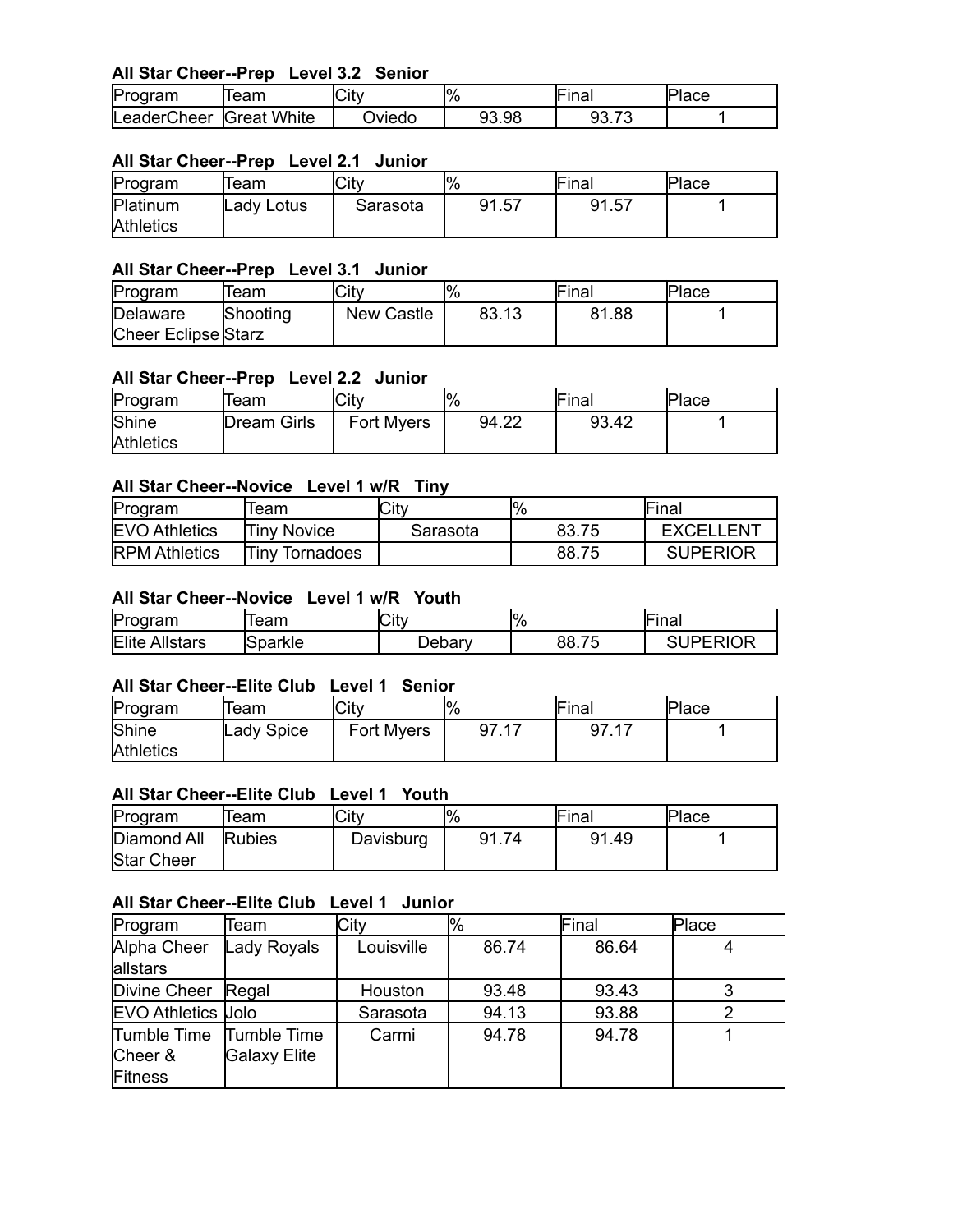**All Star Cheer--Prep Level 3.2 Senior**

| Program | Team | City | % | Final | Place |
| --- | --- | --- | --- | --- | --- |
| LeaderCheer | Great White | Oviedo | 93.98 | 93.73 | 1 |

**All Star Cheer--Prep Level 2.1 Junior**

| Program | Team | City | % | Final | Place |
| --- | --- | --- | --- | --- | --- |
| Platinum Athletics | Lady Lotus | Sarasota | 91.57 | 91.57 | 1 |

**All Star Cheer--Prep Level 3.1 Junior**

| Program | Team | City | % | Final | Place |
| --- | --- | --- | --- | --- | --- |
| Delaware Cheer Eclipse | Shooting Starz | New Castle | 83.13 | 81.88 | 1 |

**All Star Cheer--Prep Level 2.2 Junior**

| Program | Team | City | % | Final | Place |
| --- | --- | --- | --- | --- | --- |
| Shine Athletics | Dream Girls | Fort Myers | 94.22 | 93.42 | 1 |

**All Star Cheer--Novice Level 1 w/R Tiny**

| Program | Team | City | % | Final |
| --- | --- | --- | --- | --- |
| EVO Athletics | Tiny Novice | Sarasota | 83.75 | EXCELLENT |
| RPM Athletics | Tiny Tornadoes | | 88.75 | SUPERIOR |

**All Star Cheer--Novice Level 1 w/R Youth**

| Program | Team | City | % | Final |
| --- | --- | --- | --- | --- |
| Elite Allstars | Sparkle | Debary | 88.75 | SUPERIOR |

**All Star Cheer--Elite Club Level 1 Senior**

| Program | Team | City | % | Final | Place |
| --- | --- | --- | --- | --- | --- |
| Shine Athletics | Lady Spice | Fort Myers | 97.17 | 97.17 | 1 |

**All Star Cheer--Elite Club Level 1 Youth**

| Program | Team | City | % | Final | Place |
| --- | --- | --- | --- | --- | --- |
| Diamond All Star Cheer | Rubies | Davisburg | 91.74 | 91.49 | 1 |

**All Star Cheer--Elite Club Level 1 Junior**

| Program | Team | City | % | Final | Place |
| --- | --- | --- | --- | --- | --- |
| Alpha Cheer allstars | Lady Royals | Louisville | 86.74 | 86.64 | 4 |
| Divine Cheer | Regal | Houston | 93.48 | 93.43 | 3 |
| EVO Athletics | Jolo | Sarasota | 94.13 | 93.88 | 2 |
| Tumble Time Cheer & Fitness | Tumble Time Galaxy Elite | Carmi | 94.78 | 94.78 | 1 |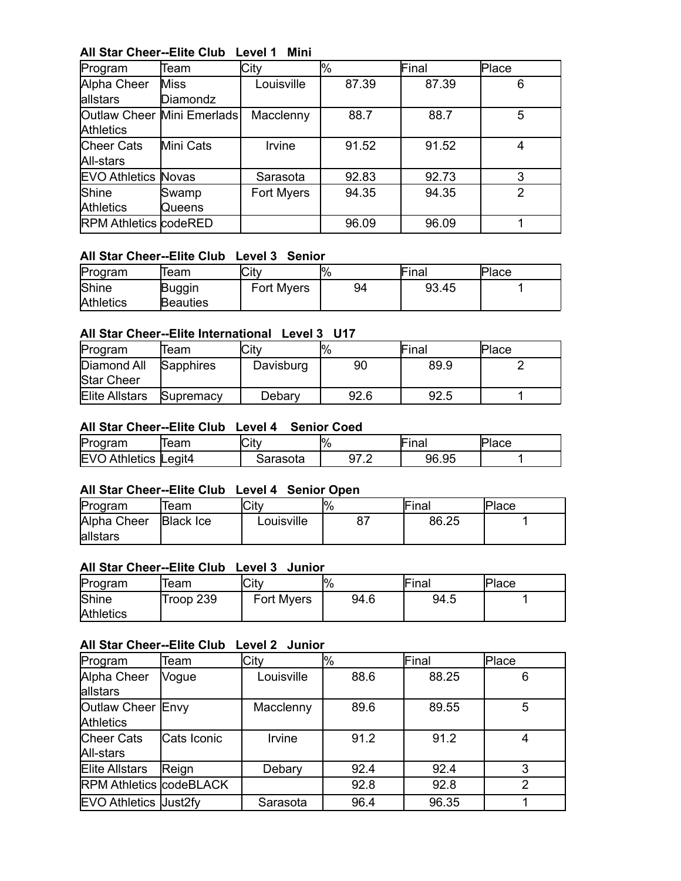**All Star Cheer--Elite Club Level 1 Mini**

| Program | Team | City | % | Final | Place |
|---|---|---|---|---|---|
| Alpha Cheer allstars | Miss Diamondz | Louisville | 87.39 | 87.39 | 6 |
| Outlaw Cheer Athletics | Mini Emerlads | Macclenny | 88.7 | 88.7 | 5 |
| Cheer Cats All-stars | Mini Cats | Irvine | 91.52 | 91.52 | 4 |
| EVO Athletics | Novas | Sarasota | 92.83 | 92.73 | 3 |
| Shine Athletics | Swamp Queens | Fort Myers | 94.35 | 94.35 | 2 |
| RPM Athletics | codeRED | | 96.09 | 96.09 | 1 |

**All Star Cheer--Elite Club Level 3 Senior**

| Program | Team | City | % | Final | Place |
|---|---|---|---|---|---|
| Shine Athletics | Buggin Beauties | Fort Myers | 94 | 93.45 | 1 |

**All Star Cheer--Elite International Level 3 U17**

| Program | Team | City | % | Final | Place |
|---|---|---|---|---|---|
| Diamond All Star Cheer | Sapphires | Davisburg | 90 | 89.9 | 2 |
| Elite Allstars | Supremacy | Debary | 92.6 | 92.5 | 1 |

**All Star Cheer--Elite Club Level 4 Senior Coed**

| Program | Team | City | % | Final | Place |
|---|---|---|---|---|---|
| EVO Athletics | Legit4 | Sarasota | 97.2 | 96.95 | 1 |

**All Star Cheer--Elite Club Level 4 Senior Open**

| Program | Team | City | % | Final | Place |
|---|---|---|---|---|---|
| Alpha Cheer allstars | Black Ice | Louisville | 87 | 86.25 | 1 |

**All Star Cheer--Elite Club Level 3 Junior**

| Program | Team | City | % | Final | Place |
|---|---|---|---|---|---|
| Shine Athletics | Troop 239 | Fort Myers | 94.6 | 94.5 | 1 |

**All Star Cheer--Elite Club Level 2 Junior**

| Program | Team | City | % | Final | Place |
|---|---|---|---|---|---|
| Alpha Cheer allstars | Vogue | Louisville | 88.6 | 88.25 | 6 |
| Outlaw Cheer Athletics | Envy | Macclenny | 89.6 | 89.55 | 5 |
| Cheer Cats All-stars | Cats Iconic | Irvine | 91.2 | 91.2 | 4 |
| Elite Allstars | Reign | Debary | 92.4 | 92.4 | 3 |
| RPM Athletics | codeBLACK | | 92.8 | 92.8 | 2 |
| EVO Athletics | Just2fy | Sarasota | 96.4 | 96.35 | 1 |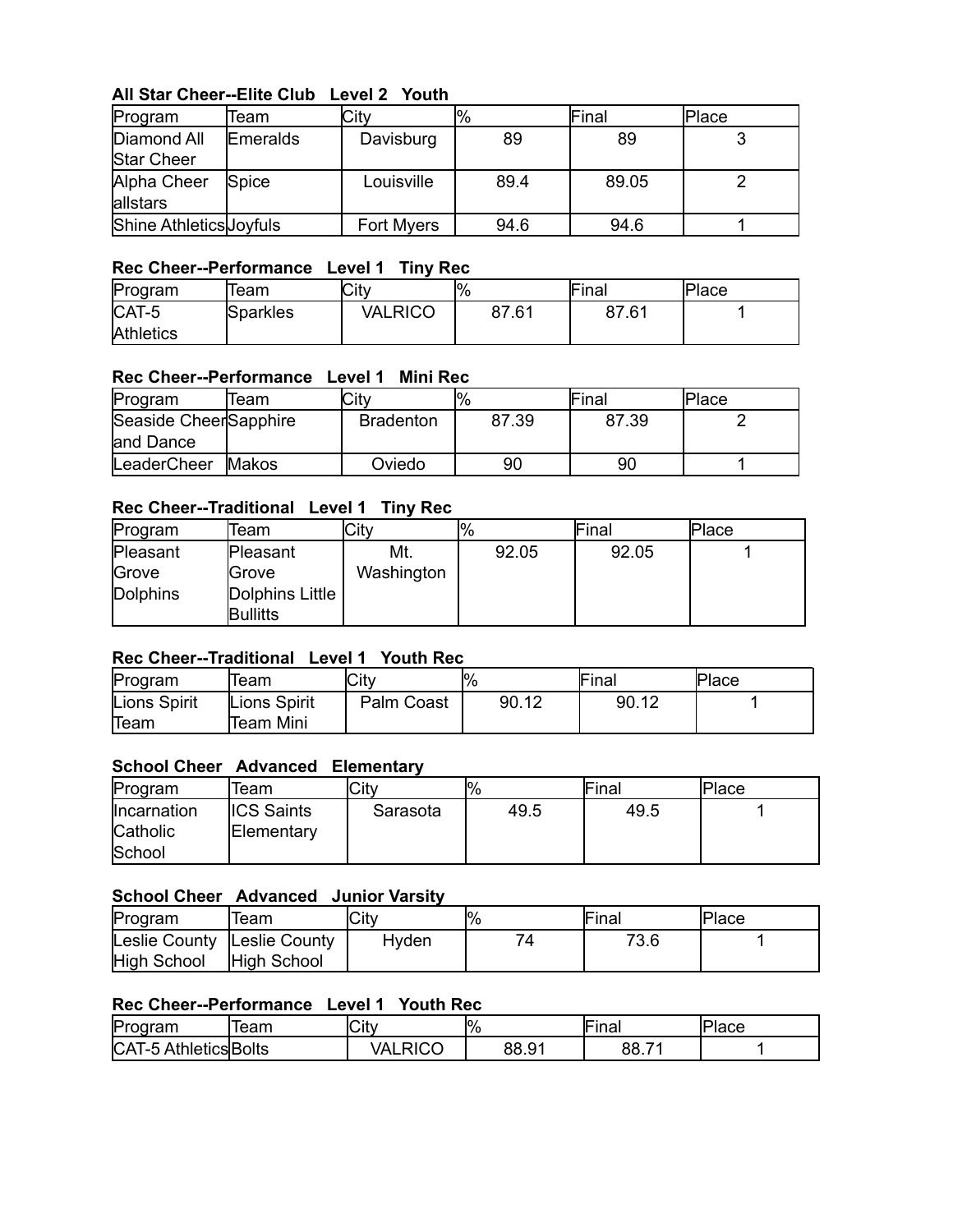**All Star Cheer--Elite Club   Level 2   Youth**

| Program | Team | City | % | Final | Place |
|---|---|---|---|---|---|
| Diamond All Star Cheer | Emeralds | Davisburg | 89 | 89 | 3 |
| Alpha Cheer allstars | Spice | Louisville | 89.4 | 89.05 | 2 |
| Shine Athletics | Joyfuls | Fort Myers | 94.6 | 94.6 | 1 |

**Rec Cheer--Performance   Level 1   Tiny Rec**

| Program | Team | City | % | Final | Place |
|---|---|---|---|---|---|
| CAT-5 Athletics | Sparkles | VALRICO | 87.61 | 87.61 | 1 |

**Rec Cheer--Performance   Level 1   Mini Rec**

| Program | Team | City | % | Final | Place |
|---|---|---|---|---|---|
| Seaside Cheer and Dance | Sapphire | Bradenton | 87.39 | 87.39 | 2 |
| LeaderCheer | Makos | Oviedo | 90 | 90 | 1 |

**Rec Cheer--Traditional   Level 1   Tiny Rec**

| Program | Team | City | % | Final | Place |
|---|---|---|---|---|---|
| Pleasant Grove Dolphins | Pleasant Grove Dolphins Little Bullitts | Mt. Washington | 92.05 | 92.05 | 1 |

**Rec Cheer--Traditional   Level 1   Youth Rec**

| Program | Team | City | % | Final | Place |
|---|---|---|---|---|---|
| Lions Spirit Team | Lions Spirit Team Mini | Palm Coast | 90.12 | 90.12 | 1 |

**School Cheer   Advanced   Elementary**

| Program | Team | City | % | Final | Place |
|---|---|---|---|---|---|
| Incarnation Catholic School | ICS Saints Elementary | Sarasota | 49.5 | 49.5 | 1 |

**School Cheer   Advanced   Junior Varsity**

| Program | Team | City | % | Final | Place |
|---|---|---|---|---|---|
| Leslie County High School | Leslie County High School | Hyden | 74 | 73.6 | 1 |

**Rec Cheer--Performance   Level 1   Youth Rec**

| Program | Team | City | % | Final | Place |
|---|---|---|---|---|---|
| CAT-5 Athletics | Bolts | VALRICO | 88.91 | 88.71 | 1 |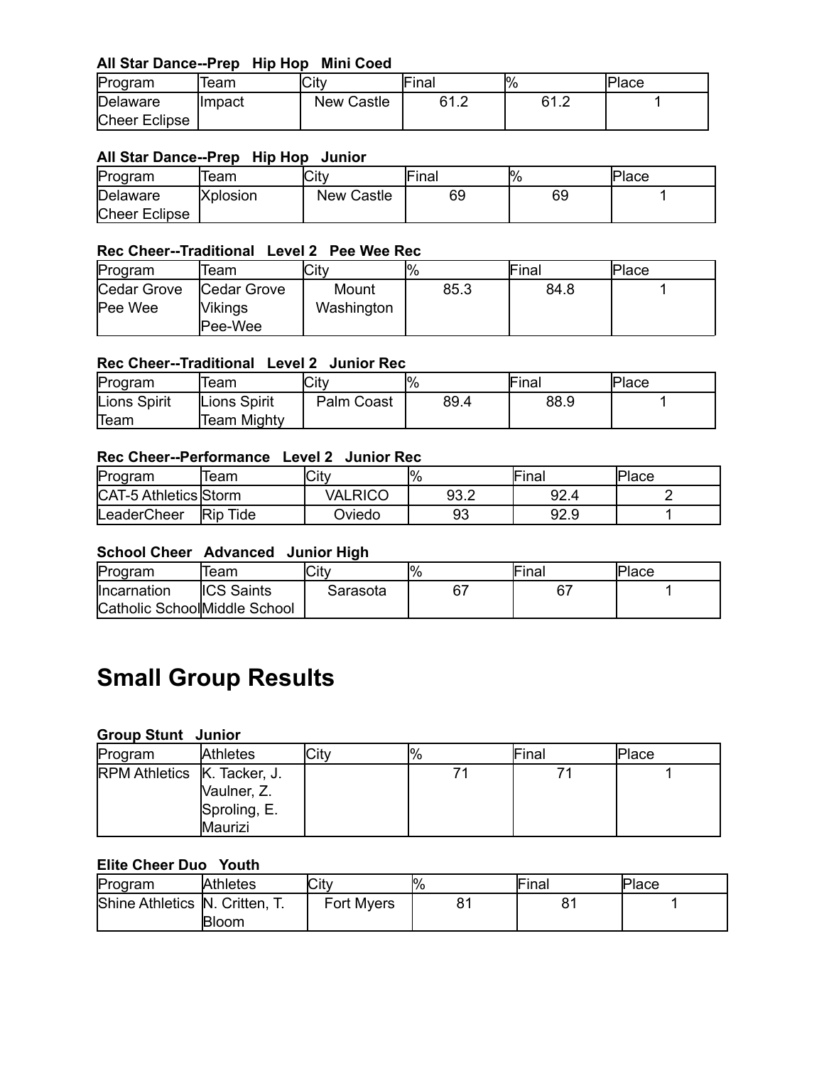**All Star Dance--Prep   Hip Hop   Mini Coed**

| Program | Team | City | Final | % | Place |
|---|---|---|---|---|---|
| Delaware Cheer Eclipse | Impact | New Castle | 61.2 | 61.2 | 1 |

**All Star Dance--Prep   Hip Hop   Junior**

| Program | Team | City | Final | % | Place |
|---|---|---|---|---|---|
| Delaware Cheer Eclipse | Xplosion | New Castle | 69 | 69 | 1 |

**Rec Cheer--Traditional   Level 2   Pee Wee Rec**

| Program | Team | City | % | Final | Place |
|---|---|---|---|---|---|
| Cedar Grove Pee Wee | Cedar Grove Vikings Pee-Wee | Mount Washington | 85.3 | 84.8 | 1 |

**Rec Cheer--Traditional   Level 2   Junior Rec**

| Program | Team | City | % | Final | Place |
|---|---|---|---|---|---|
| Lions Spirit Team | Lions Spirit Team Mighty | Palm Coast | 89.4 | 88.9 | 1 |

**Rec Cheer--Performance   Level 2   Junior Rec**

| Program | Team | City | % | Final | Place |
|---|---|---|---|---|---|
| CAT-5 Athletics | Storm | VALRICO | 93.2 | 92.4 | 2 |
| LeaderCheer | Rip Tide | Oviedo | 93 | 92.9 | 1 |

**School Cheer   Advanced   Junior High**

| Program | Team | City | % | Final | Place |
|---|---|---|---|---|---|
| Incarnation Catholic School | ICS Saints Middle School | Sarasota | 67 | 67 | 1 |

# Small Group Results

**Group Stunt   Junior**

| Program | Athletes | City | % | Final | Place |
|---|---|---|---|---|---|
| RPM Athletics | K. Tacker, J. Vaulner, Z. Sproling, E. Maurizi | | 71 | 71 | 1 |

**Elite Cheer Duo   Youth**

| Program | Athletes | City | % | Final | Place |
|---|---|---|---|---|---|
| Shine Athletics | N. Critten, T. Bloom | Fort Myers | 81 | 81 | 1 |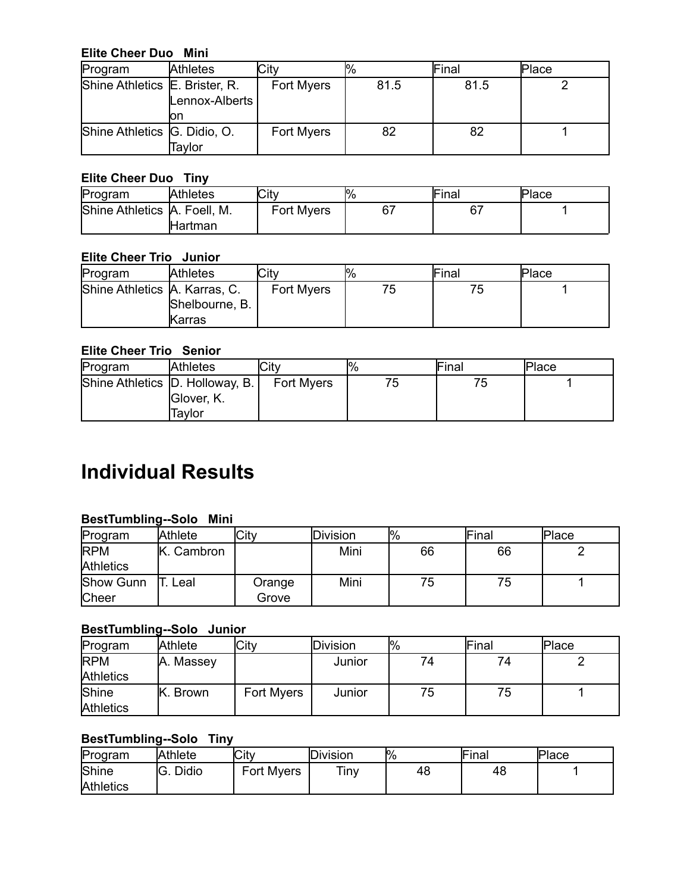**Elite Cheer Duo   Mini**

| Program | Athletes | City | % | Final | Place |
|---|---|---|---|---|---|
| Shine Athletics | E. Brister, R. Lennox-Albertson | Fort Myers | 81.5 | 81.5 | 2 |
| Shine Athletics | G. Didio, O. Taylor | Fort Myers | 82 | 82 | 1 |

**Elite Cheer Duo   Tiny**

| Program | Athletes | City | % | Final | Place |
|---|---|---|---|---|---|
| Shine Athletics | A. Foell, M. Hartman | Fort Myers | 67 | 67 | 1 |

**Elite Cheer Trio   Junior**

| Program | Athletes | City | % | Final | Place |
|---|---|---|---|---|---|
| Shine Athletics | A. Karras, C. Shelbourne, B. Karras | Fort Myers | 75 | 75 | 1 |

**Elite Cheer Trio   Senior**

| Program | Athletes | City | % | Final | Place |
|---|---|---|---|---|---|
| Shine Athletics | D. Holloway, B. Glover, K. Taylor | Fort Myers | 75 | 75 | 1 |

# Individual Results

**BestTumbling--Solo   Mini**

| Program | Athlete | City | Division | % | Final | Place |
|---|---|---|---|---|---|---|
| RPM Athletics | K. Cambron | | Mini | 66 | 66 | 2 |
| Show Gunn Cheer | T. Leal | Orange Grove | Mini | 75 | 75 | 1 |

**BestTumbling--Solo   Junior**

| Program | Athlete | City | Division | % | Final | Place |
|---|---|---|---|---|---|---|
| RPM Athletics | A. Massey | | Junior | 74 | 74 | 2 |
| Shine Athletics | K. Brown | Fort Myers | Junior | 75 | 75 | 1 |

**BestTumbling--Solo   Tiny**

| Program | Athlete | City | Division | % | Final | Place |
|---|---|---|---|---|---|---|
| Shine Athletics | G. Didio | Fort Myers | Tiny | 48 | 48 | 1 |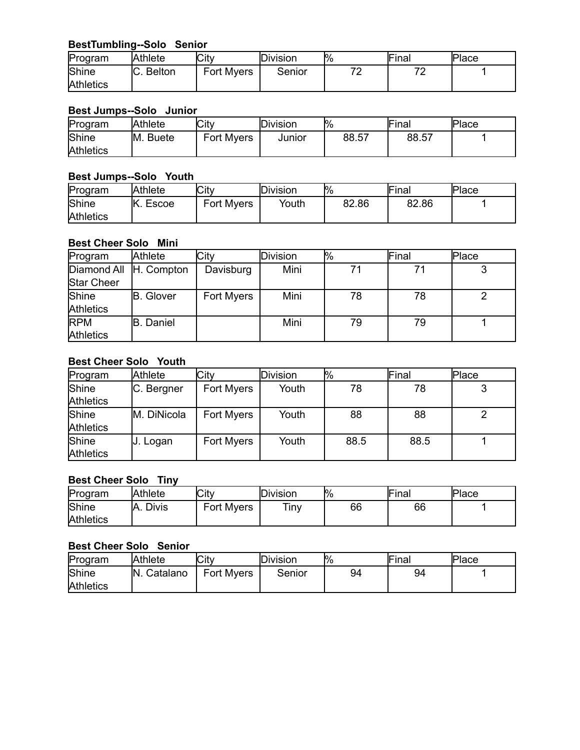**BestTumbling--Solo Senior**

| Program | Athlete | City | Division | % | Final | Place |
|---|---|---|---|---|---|---|
| Shine Athletics | C. Belton | Fort Myers | Senior | 72 | 72 | 1 |

**Best Jumps--Solo Junior**

| Program | Athlete | City | Division | % | Final | Place |
|---|---|---|---|---|---|---|
| Shine Athletics | M. Buete | Fort Myers | Junior | 88.57 | 88.57 | 1 |

**Best Jumps--Solo Youth**

| Program | Athlete | City | Division | % | Final | Place |
|---|---|---|---|---|---|---|
| Shine Athletics | K. Escoe | Fort Myers | Youth | 82.86 | 82.86 | 1 |

**Best Cheer Solo Mini**

| Program | Athlete | City | Division | % | Final | Place |
|---|---|---|---|---|---|---|
| Diamond All Star Cheer | H. Compton | Davisburg | Mini | 71 | 71 | 3 |
| Shine Athletics | B. Glover | Fort Myers | Mini | 78 | 78 | 2 |
| RPM Athletics | B. Daniel | | Mini | 79 | 79 | 1 |

**Best Cheer Solo Youth**

| Program | Athlete | City | Division | % | Final | Place |
|---|---|---|---|---|---|---|
| Shine Athletics | C. Bergner | Fort Myers | Youth | 78 | 78 | 3 |
| Shine Athletics | M. DiNicola | Fort Myers | Youth | 88 | 88 | 2 |
| Shine Athletics | J. Logan | Fort Myers | Youth | 88.5 | 88.5 | 1 |

**Best Cheer Solo Tiny**

| Program | Athlete | City | Division | % | Final | Place |
|---|---|---|---|---|---|---|
| Shine Athletics | A. Divis | Fort Myers | Tiny | 66 | 66 | 1 |

**Best Cheer Solo Senior**

| Program | Athlete | City | Division | % | Final | Place |
|---|---|---|---|---|---|---|
| Shine Athletics | N. Catalano | Fort Myers | Senior | 94 | 94 | 1 |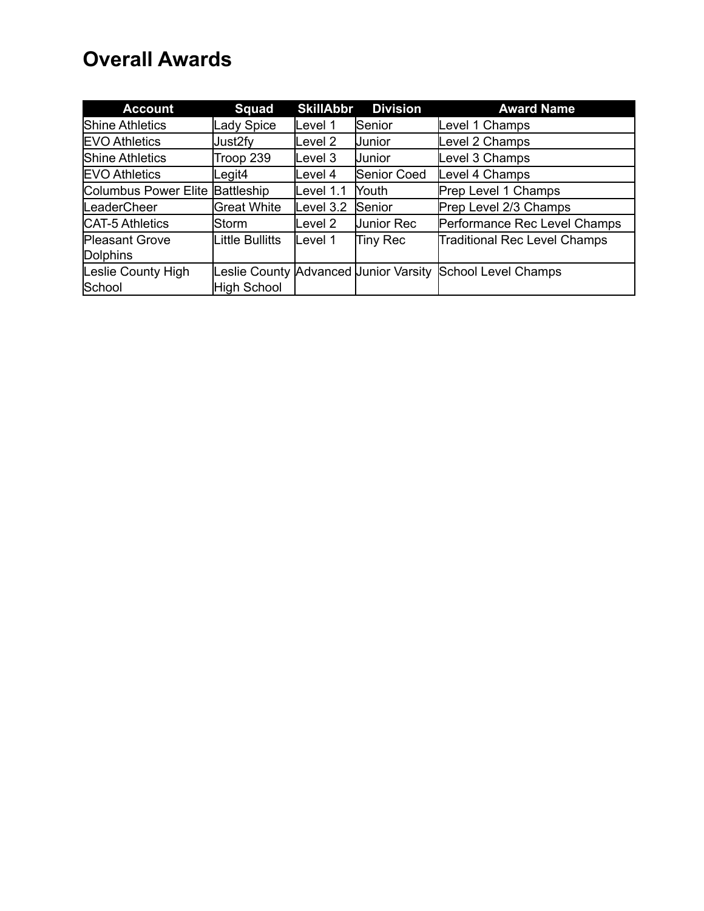# Overall Awards

| Account | Squad | SkillAbbr | Division | Award Name |
|---|---|---|---|---|
| Shine Athletics | Lady Spice | Level 1 | Senior | Level 1 Champs |
| EVO Athletics | Just2fy | Level 2 | Junior | Level 2 Champs |
| Shine Athletics | Troop 239 | Level 3 | Junior | Level 3 Champs |
| EVO Athletics | Legit4 | Level 4 | Senior Coed | Level 4 Champs |
| Columbus Power Elite | Battleship | Level 1.1 | Youth | Prep Level 1 Champs |
| LeaderCheer | Great White | Level 3.2 | Senior | Prep Level 2/3 Champs |
| CAT-5 Athletics | Storm | Level 2 | Junior Rec | Performance Rec Level Champs |
| Pleasant Grove Dolphins | Little Bullitts | Level 1 | Tiny Rec | Traditional Rec Level Champs |
| Leslie County High School | Leslie County High School | Advanced | Junior Varsity | School Level Champs |